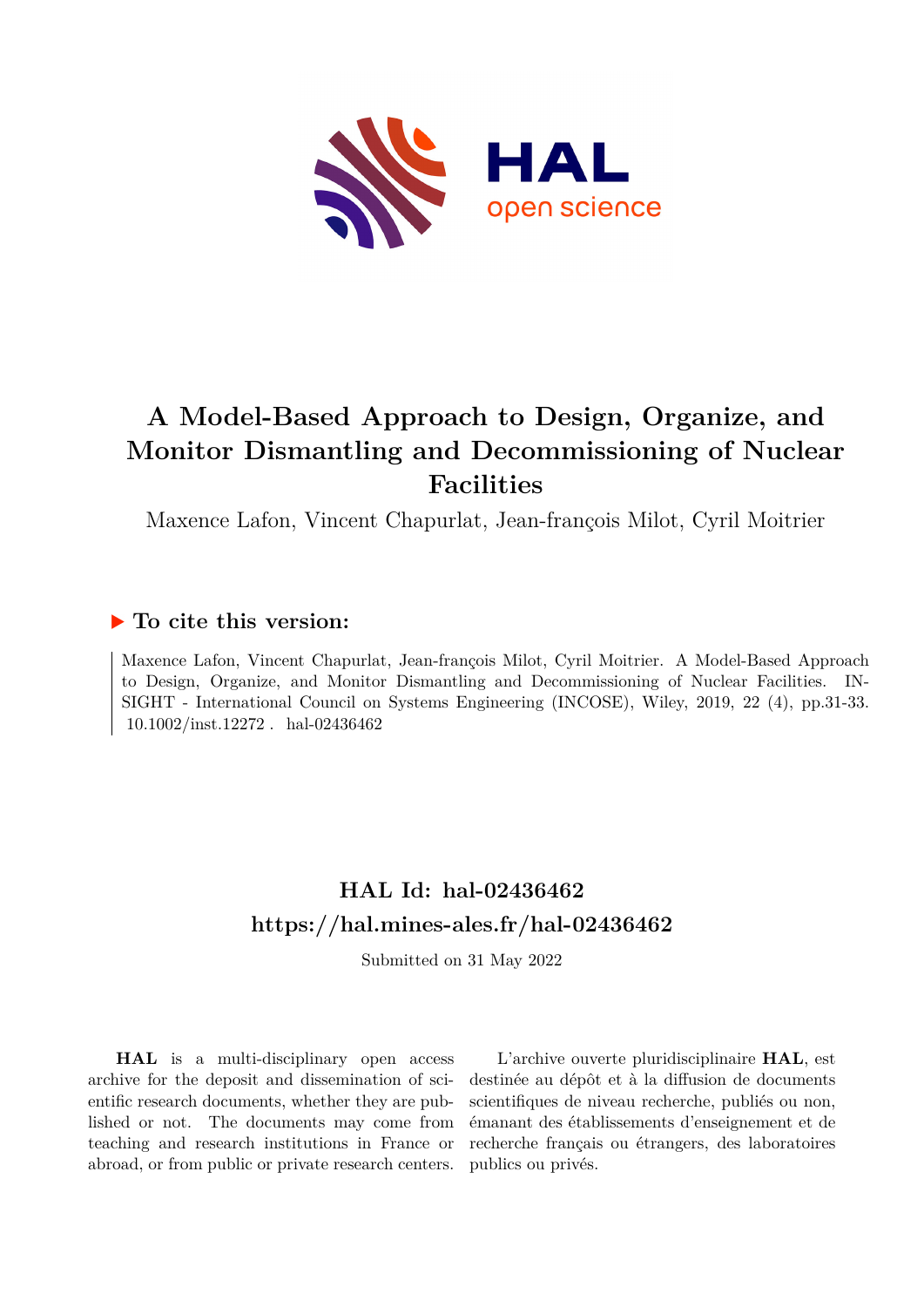# A Model-Based Approach to Design, Organize, and Monitor Dismantling and Decommissioning of Nuclear Facilities

Maxence Lafon, Vincent Chapurlat, Jean-françois Milot, Cyril Moitrier

## ▶ To cite this version:

Maxence Lafon, Vincent Chapurlat, Jean-françois Milot, Cyril Moitrier. A Model-Based Approach to Design, Organize, and Monitor Dismantling and Decommissioning of Nuclear Facilities. INSIGHT - International Council on Systems Engineering (INCOSE), Wiley, 2019, 22 (4), pp.31-33. 10.1002/inst.12272 . hal-02436462

## HAL Id: hal-02436462
## https://hal.mines-ales.fr/hal-02436462

Submitted on 31 May 2022

**HAL** is a multi-disciplinary open access archive for the deposit and dissemination of scientific research documents, whether they are published or not. The documents may come from teaching and research institutions in France or abroad, or from public or private research centers.

L'archive ouverte pluridisciplinaire **HAL**, est destinée au dépôt et à la diffusion de documents scientifiques de niveau recherche, publiés ou non, émanant des établissements d'enseignement et de recherche français ou étrangers, des laboratoires publics ou privés.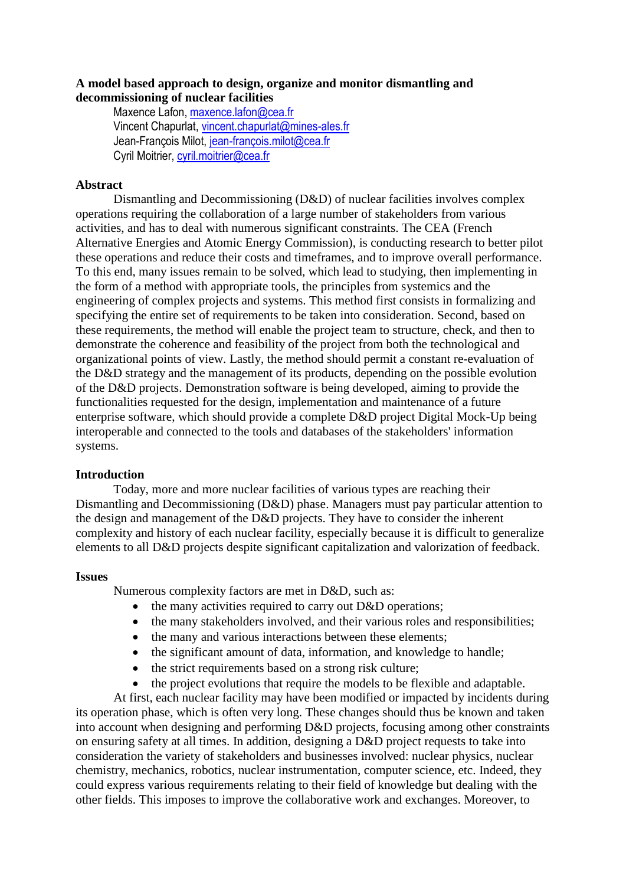**A model based approach to design, organize and monitor dismantling and decommissioning of nuclear facilities**

Maxence Lafon, maxence.lafon@cea.fr
Vincent Chapurlat, vincent.chapurlat@mines-ales.fr
Jean-François Milot, jean-françois.milot@cea.fr
Cyril Moitrier, cyril.moitrier@cea.fr

## Abstract

Dismantling and Decommissioning (D&D) of nuclear facilities involves complex operations requiring the collaboration of a large number of stakeholders from various activities, and has to deal with numerous significant constraints. The CEA (French Alternative Energies and Atomic Energy Commission), is conducting research to better pilot these operations and reduce their costs and timeframes, and to improve overall performance. To this end, many issues remain to be solved, which lead to studying, then implementing in the form of a method with appropriate tools, the principles from systemics and the engineering of complex projects and systems. This method first consists in formalizing and specifying the entire set of requirements to be taken into consideration. Second, based on these requirements, the method will enable the project team to structure, check, and then to demonstrate the coherence and feasibility of the project from both the technological and organizational points of view. Lastly, the method should permit a constant re-evaluation of the D&D strategy and the management of its products, depending on the possible evolution of the D&D projects. Demonstration software is being developed, aiming to provide the functionalities requested for the design, implementation and maintenance of a future enterprise software, which should provide a complete D&D project Digital Mock-Up being interoperable and connected to the tools and databases of the stakeholders' information systems.

## Introduction

Today, more and more nuclear facilities of various types are reaching their Dismantling and Decommissioning (D&D) phase. Managers must pay particular attention to the design and management of the D&D projects. They have to consider the inherent complexity and history of each nuclear facility, especially because it is difficult to generalize elements to all D&D projects despite significant capitalization and valorization of feedback.

## Issues

Numerous complexity factors are met in D&D, such as:

- the many activities required to carry out D&D operations;
- the many stakeholders involved, and their various roles and responsibilities;
- the many and various interactions between these elements;
- the significant amount of data, information, and knowledge to handle;
- the strict requirements based on a strong risk culture;
- the project evolutions that require the models to be flexible and adaptable.

At first, each nuclear facility may have been modified or impacted by incidents during its operation phase, which is often very long. These changes should thus be known and taken into account when designing and performing D&D projects, focusing among other constraints on ensuring safety at all times. In addition, designing a D&D project requests to take into consideration the variety of stakeholders and businesses involved: nuclear physics, nuclear chemistry, mechanics, robotics, nuclear instrumentation, computer science, etc. Indeed, they could express various requirements relating to their field of knowledge but dealing with the other fields. This imposes to improve the collaborative work and exchanges. Moreover, to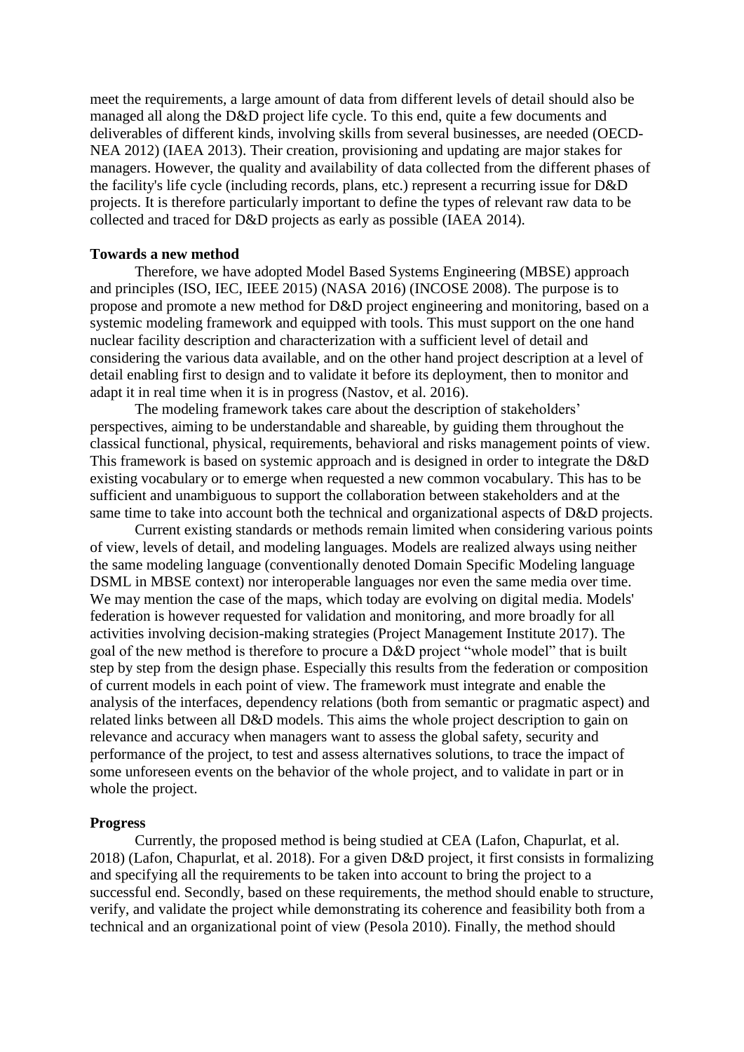meet the requirements, a large amount of data from different levels of detail should also be managed all along the D&D project life cycle. To this end, quite a few documents and deliverables of different kinds, involving skills from several businesses, are needed (OECD-NEA 2012) (IAEA 2013). Their creation, provisioning and updating are major stakes for managers. However, the quality and availability of data collected from the different phases of the facility's life cycle (including records, plans, etc.) represent a recurring issue for D&D projects. It is therefore particularly important to define the types of relevant raw data to be collected and traced for D&D projects as early as possible (IAEA 2014).

**Towards a new method**

Therefore, we have adopted Model Based Systems Engineering (MBSE) approach and principles (ISO, IEC, IEEE 2015) (NASA 2016) (INCOSE 2008). The purpose is to propose and promote a new method for D&D project engineering and monitoring, based on a systemic modeling framework and equipped with tools. This must support on the one hand nuclear facility description and characterization with a sufficient level of detail and considering the various data available, and on the other hand project description at a level of detail enabling first to design and to validate it before its deployment, then to monitor and adapt it in real time when it is in progress (Nastov, et al. 2016).

The modeling framework takes care about the description of stakeholders' perspectives, aiming to be understandable and shareable, by guiding them throughout the classical functional, physical, requirements, behavioral and risks management points of view. This framework is based on systemic approach and is designed in order to integrate the D&D existing vocabulary or to emerge when requested a new common vocabulary. This has to be sufficient and unambiguous to support the collaboration between stakeholders and at the same time to take into account both the technical and organizational aspects of D&D projects.

Current existing standards or methods remain limited when considering various points of view, levels of detail, and modeling languages. Models are realized always using neither the same modeling language (conventionally denoted Domain Specific Modeling language DSML in MBSE context) nor interoperable languages nor even the same media over time. We may mention the case of the maps, which today are evolving on digital media. Models' federation is however requested for validation and monitoring, and more broadly for all activities involving decision-making strategies (Project Management Institute 2017). The goal of the new method is therefore to procure a D&D project "whole model" that is built step by step from the design phase. Especially this results from the federation or composition of current models in each point of view. The framework must integrate and enable the analysis of the interfaces, dependency relations (both from semantic or pragmatic aspect) and related links between all D&D models. This aims the whole project description to gain on relevance and accuracy when managers want to assess the global safety, security and performance of the project, to test and assess alternatives solutions, to trace the impact of some unforeseen events on the behavior of the whole project, and to validate in part or in whole the project.

**Progress**

Currently, the proposed method is being studied at CEA (Lafon, Chapurlat, et al. 2018) (Lafon, Chapurlat, et al. 2018). For a given D&D project, it first consists in formalizing and specifying all the requirements to be taken into account to bring the project to a successful end. Secondly, based on these requirements, the method should enable to structure, verify, and validate the project while demonstrating its coherence and feasibility both from a technical and an organizational point of view (Pesola 2010). Finally, the method should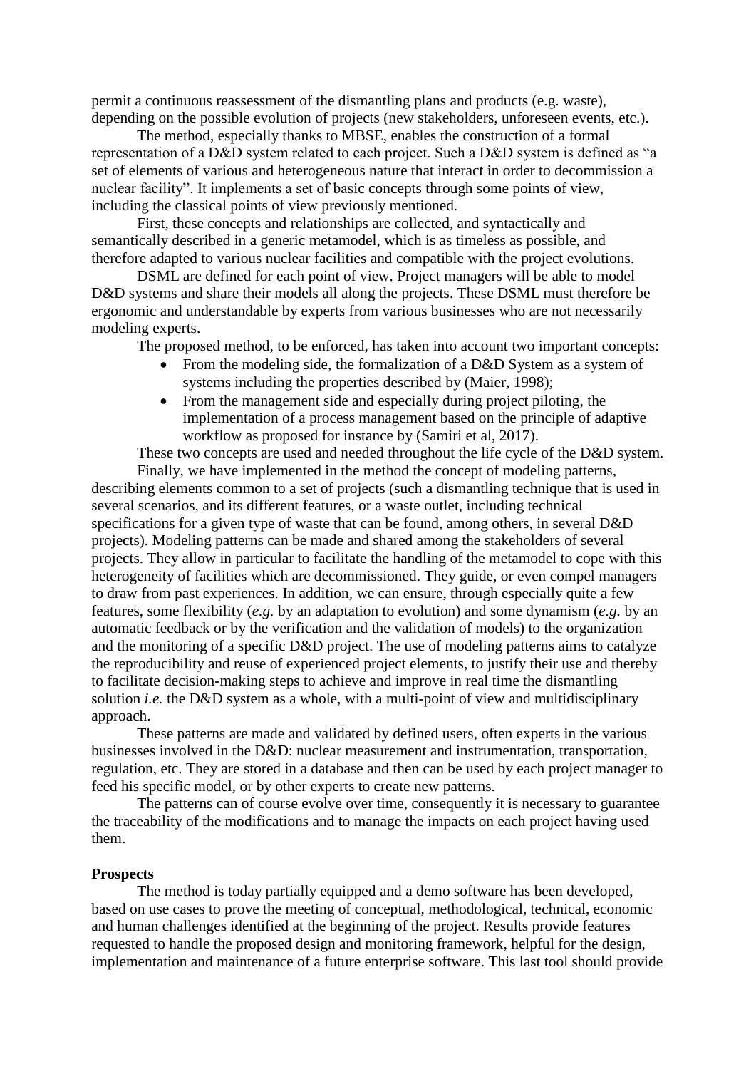permit a continuous reassessment of the dismantling plans and products (e.g. waste), depending on the possible evolution of projects (new stakeholders, unforeseen events, etc.).

The method, especially thanks to MBSE, enables the construction of a formal representation of a D&D system related to each project. Such a D&D system is defined as "a set of elements of various and heterogeneous nature that interact in order to decommission a nuclear facility". It implements a set of basic concepts through some points of view, including the classical points of view previously mentioned.

First, these concepts and relationships are collected, and syntactically and semantically described in a generic metamodel, which is as timeless as possible, and therefore adapted to various nuclear facilities and compatible with the project evolutions.

DSML are defined for each point of view. Project managers will be able to model D&D systems and share their models all along the projects. These DSML must therefore be ergonomic and understandable by experts from various businesses who are not necessarily modeling experts.

The proposed method, to be enforced, has taken into account two important concepts:

- From the modeling side, the formalization of a D&D System as a system of systems including the properties described by (Maier, 1998);
- From the management side and especially during project piloting, the implementation of a process management based on the principle of adaptive workflow as proposed for instance by (Samiri et al, 2017).

These two concepts are used and needed throughout the life cycle of the D&D system.

Finally, we have implemented in the method the concept of modeling patterns, describing elements common to a set of projects (such a dismantling technique that is used in several scenarios, and its different features, or a waste outlet, including technical specifications for a given type of waste that can be found, among others, in several D&D projects). Modeling patterns can be made and shared among the stakeholders of several projects. They allow in particular to facilitate the handling of the metamodel to cope with this heterogeneity of facilities which are decommissioned. They guide, or even compel managers to draw from past experiences. In addition, we can ensure, through especially quite a few features, some flexibility (*e.g.* by an adaptation to evolution) and some dynamism (*e.g.* by an automatic feedback or by the verification and the validation of models) to the organization and the monitoring of a specific D&D project. The use of modeling patterns aims to catalyze the reproducibility and reuse of experienced project elements, to justify their use and thereby to facilitate decision-making steps to achieve and improve in real time the dismantling solution *i.e.* the D&D system as a whole, with a multi-point of view and multidisciplinary approach.

These patterns are made and validated by defined users, often experts in the various businesses involved in the D&D: nuclear measurement and instrumentation, transportation, regulation, etc. They are stored in a database and then can be used by each project manager to feed his specific model, or by other experts to create new patterns.

The patterns can of course evolve over time, consequently it is necessary to guarantee the traceability of the modifications and to manage the impacts on each project having used them.

**Prospects**

The method is today partially equipped and a demo software has been developed, based on use cases to prove the meeting of conceptual, methodological, technical, economic and human challenges identified at the beginning of the project. Results provide features requested to handle the proposed design and monitoring framework, helpful for the design, implementation and maintenance of a future enterprise software. This last tool should provide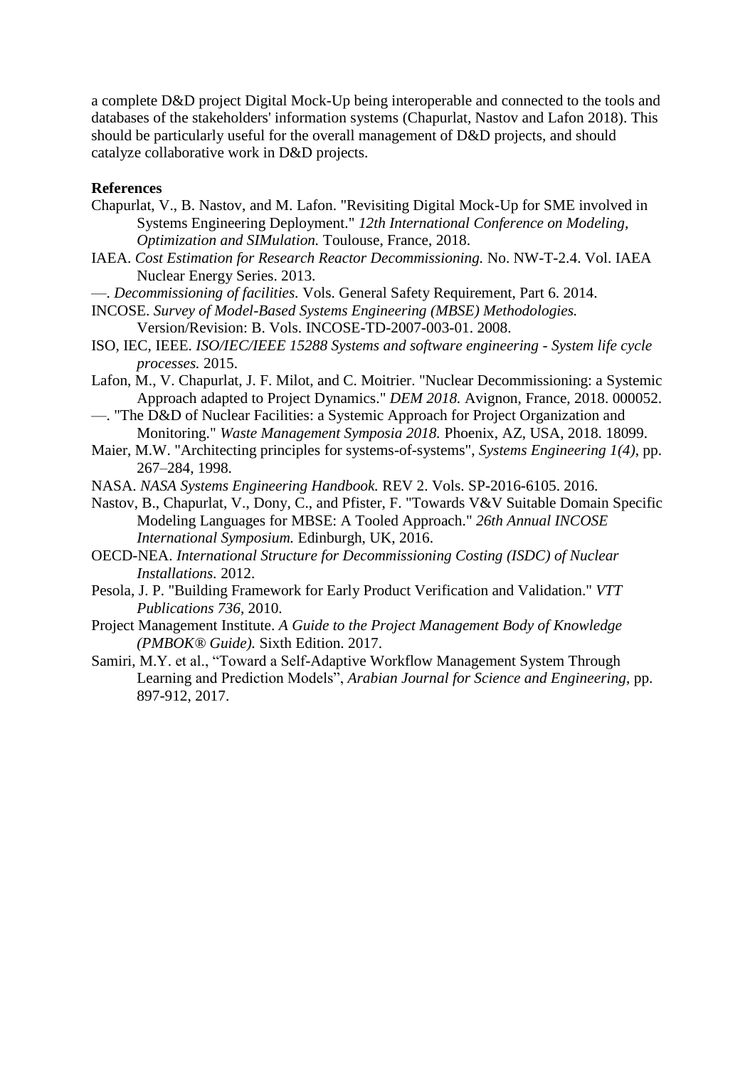a complete D&D project Digital Mock-Up being interoperable and connected to the tools and databases of the stakeholders' information systems (Chapurlat, Nastov and Lafon 2018). This should be particularly useful for the overall management of D&D projects, and should catalyze collaborative work in D&D projects.

**References**

Chapurlat, V., B. Nastov, and M. Lafon. "Revisiting Digital Mock-Up for SME involved in Systems Engineering Deployment." *12th International Conference on Modeling, Optimization and SIMulation.* Toulouse, France, 2018.

IAEA. *Cost Estimation for Research Reactor Decommissioning.* No. NW-T-2.4. Vol. IAEA Nuclear Energy Series. 2013.

—. *Decommissioning of facilities.* Vols. General Safety Requirement, Part 6. 2014.

INCOSE. *Survey of Model-Based Systems Engineering (MBSE) Methodologies.* Version/Revision: B. Vols. INCOSE-TD-2007-003-01. 2008.

ISO, IEC, IEEE. *ISO/IEC/IEEE 15288 Systems and software engineering - System life cycle processes.* 2015.

Lafon, M., V. Chapurlat, J. F. Milot, and C. Moitrier. "Nuclear Decommissioning: a Systemic Approach adapted to Project Dynamics." *DEM 2018.* Avignon, France, 2018. 000052.

—. "The D&D of Nuclear Facilities: a Systemic Approach for Project Organization and Monitoring." *Waste Management Symposia 2018.* Phoenix, AZ, USA, 2018. 18099.

Maier, M.W. "Architecting principles for systems-of-systems", *Systems Engineering 1(4)*, pp. 267–284, 1998.

NASA. *NASA Systems Engineering Handbook.* REV 2. Vols. SP-2016-6105. 2016.

Nastov, B., Chapurlat, V., Dony, C., and Pfister, F. "Towards V&V Suitable Domain Specific Modeling Languages for MBSE: A Tooled Approach." *26th Annual INCOSE International Symposium.* Edinburgh, UK, 2016.

OECD-NEA. *International Structure for Decommissioning Costing (ISDC) of Nuclear Installations.* 2012.

Pesola, J. P. "Building Framework for Early Product Verification and Validation." *VTT Publications 736*, 2010.

Project Management Institute. *A Guide to the Project Management Body of Knowledge (PMBOK® Guide).* Sixth Edition. 2017.

Samiri, M.Y. et al., "Toward a Self-Adaptive Workflow Management System Through Learning and Prediction Models", *Arabian Journal for Science and Engineering*, pp. 897-912, 2017.